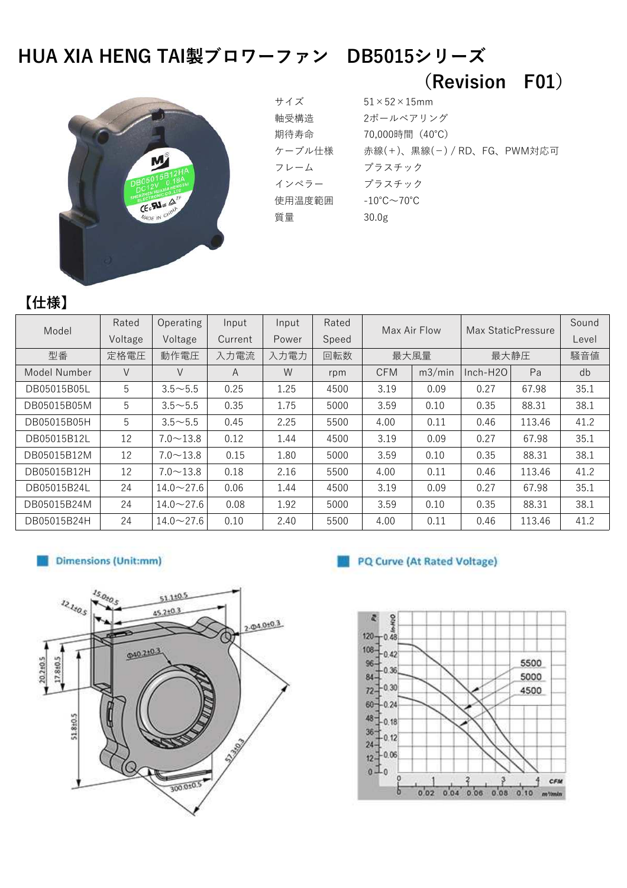# HUA XIA HENG TAI製ブロワーファン　DB5015シリーズ

## （Revision　F01）

| | |
|---|---|
| サイズ | 51×52×15mm |
| 軸受構造 | 2ボールベアリング |
| 期待寿命 | 70,000時間（40℃） |
| ケーブル仕様 | 赤線(+)、黒線(−) / RD、FG、PWM対応可 |
| フレーム | プラスチック |
| インペラー | プラスチック |
| 使用温度範囲 | -10℃〜70℃ |
| 質量 | 30.0g |

## 【仕様】

| Model | Rated Voltage | Operating Voltage | Input Current | Input Power | Rated Speed | Max Air Flow | | Max StaticPressure | | Sound Level |
|---|---|---|---|---|---|---|---|---|---|---|
| 型番 | 定格電圧 | 動作電圧 | 入力電流 | 入力電力 | 回転数 | 最大風量 | | 最大静圧 | | 騒音値 |
| Model Number | V | V | A | W | rpm | CFM | m3/min | Inch-H2O | Pa | db |
| DB05015B05L | 5 | 3.5〜5.5 | 0.25 | 1.25 | 4500 | 3.19 | 0.09 | 0.27 | 67.98 | 35.1 |
| DB05015B05M | 5 | 3.5〜5.5 | 0.35 | 1.75 | 5000 | 3.59 | 0.10 | 0.35 | 88.31 | 38.1 |
| DB05015B05H | 5 | 3.5〜5.5 | 0.45 | 2.25 | 5500 | 4.00 | 0.11 | 0.46 | 113.46 | 41.2 |
| DB05015B12L | 12 | 7.0〜13.8 | 0.12 | 1.44 | 4500 | 3.19 | 0.09 | 0.27 | 67.98 | 35.1 |
| DB05015B12M | 12 | 7.0〜13.8 | 0.15 | 1.80 | 5000 | 3.59 | 0.10 | 0.35 | 88.31 | 38.1 |
| DB05015B12H | 12 | 7.0〜13.8 | 0.18 | 2.16 | 5500 | 4.00 | 0.11 | 0.46 | 113.46 | 41.2 |
| DB05015B24L | 24 | 14.0〜27.6 | 0.06 | 1.44 | 4500 | 3.19 | 0.09 | 0.27 | 67.98 | 35.1 |
| DB05015B24M | 24 | 14.0〜27.6 | 0.08 | 1.92 | 5000 | 3.59 | 0.10 | 0.35 | 88.31 | 38.1 |
| DB05015B24H | 24 | 14.0〜27.6 | 0.10 | 2.40 | 5500 | 4.00 | 0.11 | 0.46 | 113.46 | 41.2 |

**Dimensions (Unit:mm)**

15.0±0.5
12.1±0.5
51.1±0.5
45.2±0.3
2-Φ4.0±0.3
Φ40.2±0.3
20.2±0.5
17.8±0.5
51.8±0.5
57.3±0.3
300.0±0.5

**PQ Curve (At Rated Voltage)**

Pa
In-H2O
120 0.48
108 0.42
96 0.36
84 0.30
72 0.24
60 0.18
48 0.12
36 0.06
24
12
0 0
5500
5000
4500
0 1 2 3 4 CFM
0 0.02 0.04 0.06 0.08 0.10 m³/min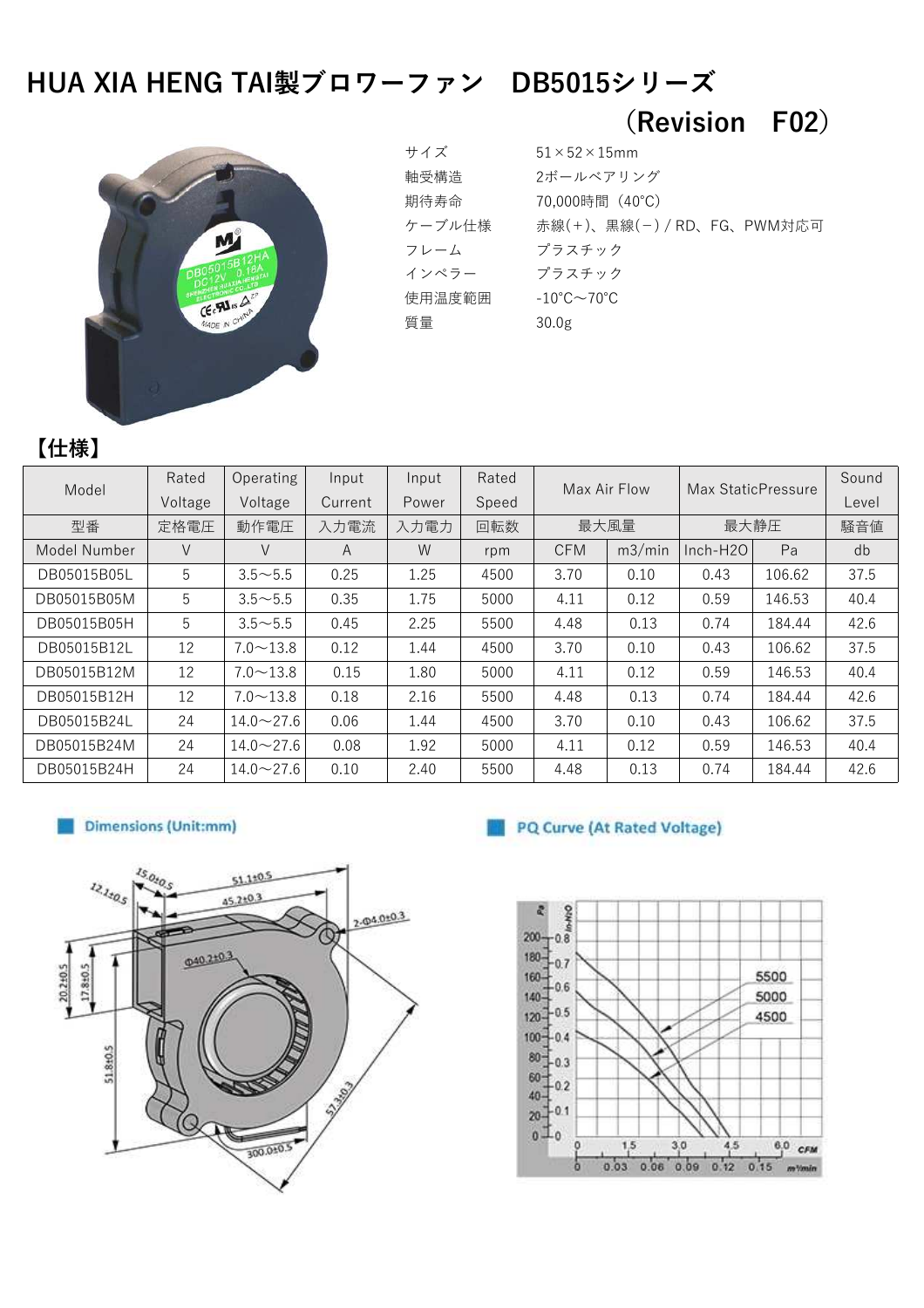# HUA XIA HENG TAI製ブロワーファン　DB5015シリーズ

（Revision　F02）

| | |
|---|---|
| サイズ | 51×52×15mm |
| 軸受構造 | 2ボールベアリング |
| 期待寿命 | 70,000時間（40℃） |
| ケーブル仕様 | 赤線(+)、黒線(−) / RD、FG、PWM対応可 |
| フレーム | プラスチック |
| インペラー | プラスチック |
| 使用温度範囲 | -10℃～70℃ |
| 質量 | 30.0g |

## 【仕様】

| Model | Rated Voltage | Operating Voltage | Input Current | Input Power | Rated Speed | Max Air Flow | | Max StaticPressure | | Sound Level |
|---|---|---|---|---|---|---|---|---|---|---|
| 型番 | 定格電圧 | 動作電圧 | 入力電流 | 入力電力 | 回転数 | 最大風量 | | 最大静圧 | | 騒音値 |
| Model Number | V | V | A | W | rpm | CFM | m3/min | Inch-H2O | Pa | db |
| DB05015B05L | 5 | 3.5～5.5 | 0.25 | 1.25 | 4500 | 3.70 | 0.10 | 0.43 | 106.62 | 37.5 |
| DB05015B05M | 5 | 3.5～5.5 | 0.35 | 1.75 | 5000 | 4.11 | 0.12 | 0.59 | 146.53 | 40.4 |
| DB05015B05H | 5 | 3.5～5.5 | 0.45 | 2.25 | 5500 | 4.48 | 0.13 | 0.74 | 184.44 | 42.6 |
| DB05015B12L | 12 | 7.0～13.8 | 0.12 | 1.44 | 4500 | 3.70 | 0.10 | 0.43 | 106.62 | 37.5 |
| DB05015B12M | 12 | 7.0～13.8 | 0.15 | 1.80 | 5000 | 4.11 | 0.12 | 0.59 | 146.53 | 40.4 |
| DB05015B12H | 12 | 7.0～13.8 | 0.18 | 2.16 | 5500 | 4.48 | 0.13 | 0.74 | 184.44 | 42.6 |
| DB05015B24L | 24 | 14.0～27.6 | 0.06 | 1.44 | 4500 | 3.70 | 0.10 | 0.43 | 106.62 | 37.5 |
| DB05015B24M | 24 | 14.0～27.6 | 0.08 | 1.92 | 5000 | 4.11 | 0.12 | 0.59 | 146.53 | 40.4 |
| DB05015B24H | 24 | 14.0～27.6 | 0.10 | 2.40 | 5500 | 4.48 | 0.13 | 0.74 | 184.44 | 42.6 |

**Dimensions (Unit:mm)**

15.0±0.5
12.1±0.5
51.1±0.5
45.2±0.3
2-Φ4.0±0.3
Φ40.2±0.3
20.2±0.5
17.8±0.5
51.8±0.5
57.3±0.3
300.0±0.5

**PQ Curve (At Rated Voltage)**

Pa
InH2O
200 180 160 140 120 100 80 60 40 20 0
0.8 0.7 0.6 0.5 0.4 0.3 0.2 0.1 0
5500
5000
4500
0 1.5 3.0 4.5 6.0 CFM
0 0.03 0.06 0.09 0.12 0.15 m³/min